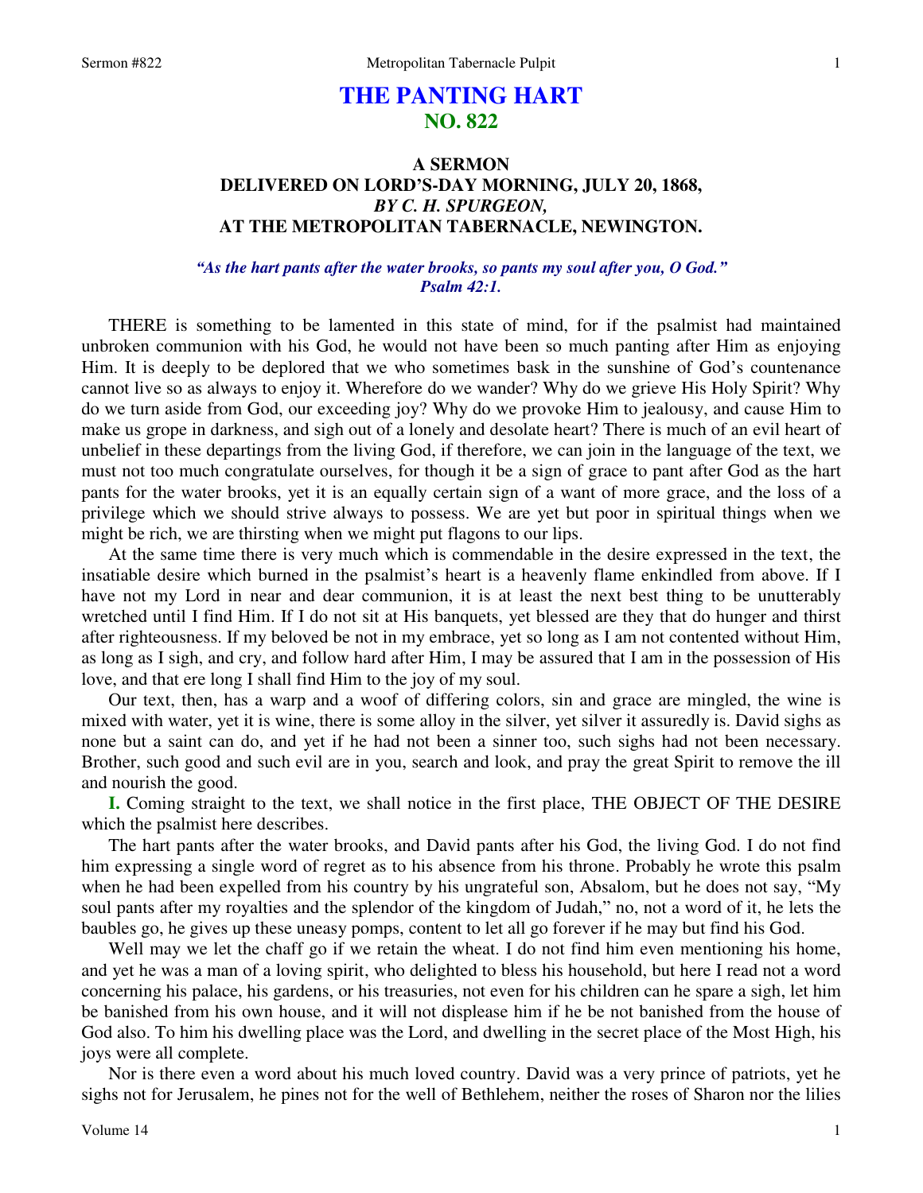# THE PANTING HART
## NO. 822

### A SERMON
### DELIVERED ON LORD'S-DAY MORNING, JULY 20, 1868,
### *BY C. H. SPURGEON,*
### AT THE METROPOLITAN TABERNACLE, NEWINGTON.

***"As the hart pants after the water brooks, so pants my soul after you, O God." Psalm 42:1.***

THERE is something to be lamented in this state of mind, for if the psalmist had maintained unbroken communion with his God, he would not have been so much panting after Him as enjoying Him. It is deeply to be deplored that we who sometimes bask in the sunshine of God's countenance cannot live so as always to enjoy it. Wherefore do we wander? Why do we grieve His Holy Spirit? Why do we turn aside from God, our exceeding joy? Why do we provoke Him to jealousy, and cause Him to make us grope in darkness, and sigh out of a lonely and desolate heart? There is much of an evil heart of unbelief in these departings from the living God, if therefore, we can join in the language of the text, we must not too much congratulate ourselves, for though it be a sign of grace to pant after God as the hart pants for the water brooks, yet it is an equally certain sign of a want of more grace, and the loss of a privilege which we should strive always to possess. We are yet but poor in spiritual things when we might be rich, we are thirsting when we might put flagons to our lips.

At the same time there is very much which is commendable in the desire expressed in the text, the insatiable desire which burned in the psalmist's heart is a heavenly flame enkindled from above. If I have not my Lord in near and dear communion, it is at least the next best thing to be unutterably wretched until I find Him. If I do not sit at His banquets, yet blessed are they that do hunger and thirst after righteousness. If my beloved be not in my embrace, yet so long as I am not contented without Him, as long as I sigh, and cry, and follow hard after Him, I may be assured that I am in the possession of His love, and that ere long I shall find Him to the joy of my soul.

Our text, then, has a warp and a woof of differing colors, sin and grace are mingled, the wine is mixed with water, yet it is wine, there is some alloy in the silver, yet silver it assuredly is. David sighs as none but a saint can do, and yet if he had not been a sinner too, such sighs had not been necessary. Brother, such good and such evil are in you, search and look, and pray the great Spirit to remove the ill and nourish the good.

**I.** Coming straight to the text, we shall notice in the first place, THE OBJECT OF THE DESIRE which the psalmist here describes.

The hart pants after the water brooks, and David pants after his God, the living God. I do not find him expressing a single word of regret as to his absence from his throne. Probably he wrote this psalm when he had been expelled from his country by his ungrateful son, Absalom, but he does not say, "My soul pants after my royalties and the splendor of the kingdom of Judah," no, not a word of it, he lets the baubles go, he gives up these uneasy pomps, content to let all go forever if he may but find his God.

Well may we let the chaff go if we retain the wheat. I do not find him even mentioning his home, and yet he was a man of a loving spirit, who delighted to bless his household, but here I read not a word concerning his palace, his gardens, or his treasuries, not even for his children can he spare a sigh, let him be banished from his own house, and it will not displease him if he be not banished from the house of God also. To him his dwelling place was the Lord, and dwelling in the secret place of the Most High, his joys were all complete.

Nor is there even a word about his much loved country. David was a very prince of patriots, yet he sighs not for Jerusalem, he pines not for the well of Bethlehem, neither the roses of Sharon nor the lilies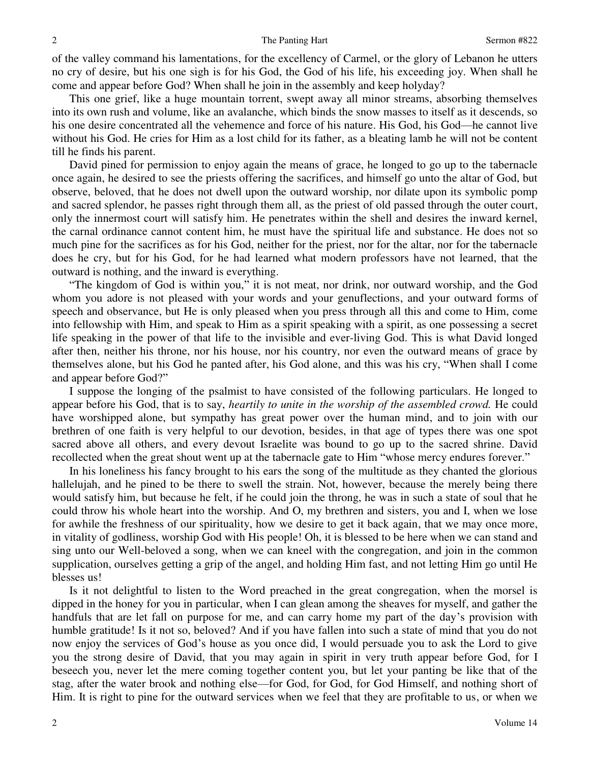of the valley command his lamentations, for the excellency of Carmel, or the glory of Lebanon he utters no cry of desire, but his one sigh is for his God, the God of his life, his exceeding joy. When shall he come and appear before God? When shall he join in the assembly and keep holyday?

This one grief, like a huge mountain torrent, swept away all minor streams, absorbing themselves into its own rush and volume, like an avalanche, which binds the snow masses to itself as it descends, so his one desire concentrated all the vehemence and force of his nature. His God, his God—he cannot live without his God. He cries for Him as a lost child for its father, as a bleating lamb he will not be content till he finds his parent.

David pined for permission to enjoy again the means of grace, he longed to go up to the tabernacle once again, he desired to see the priests offering the sacrifices, and himself go unto the altar of God, but observe, beloved, that he does not dwell upon the outward worship, nor dilate upon its symbolic pomp and sacred splendor, he passes right through them all, as the priest of old passed through the outer court, only the innermost court will satisfy him. He penetrates within the shell and desires the inward kernel, the carnal ordinance cannot content him, he must have the spiritual life and substance. He does not so much pine for the sacrifices as for his God, neither for the priest, nor for the altar, nor for the tabernacle does he cry, but for his God, for he had learned what modern professors have not learned, that the outward is nothing, and the inward is everything.

"The kingdom of God is within you," it is not meat, nor drink, nor outward worship, and the God whom you adore is not pleased with your words and your genuflections, and your outward forms of speech and observance, but He is only pleased when you press through all this and come to Him, come into fellowship with Him, and speak to Him as a spirit speaking with a spirit, as one possessing a secret life speaking in the power of that life to the invisible and ever-living God. This is what David longed after then, neither his throne, nor his house, nor his country, nor even the outward means of grace by themselves alone, but his God he panted after, his God alone, and this was his cry, "When shall I come and appear before God?"

I suppose the longing of the psalmist to have consisted of the following particulars. He longed to appear before his God, that is to say, *heartily to unite in the worship of the assembled crowd.* He could have worshipped alone, but sympathy has great power over the human mind, and to join with our brethren of one faith is very helpful to our devotion, besides, in that age of types there was one spot sacred above all others, and every devout Israelite was bound to go up to the sacred shrine. David recollected when the great shout went up at the tabernacle gate to Him "whose mercy endures forever."

In his loneliness his fancy brought to his ears the song of the multitude as they chanted the glorious hallelujah, and he pined to be there to swell the strain. Not, however, because the merely being there would satisfy him, but because he felt, if he could join the throng, he was in such a state of soul that he could throw his whole heart into the worship. And O, my brethren and sisters, you and I, when we lose for awhile the freshness of our spirituality, how we desire to get it back again, that we may once more, in vitality of godliness, worship God with His people! Oh, it is blessed to be here when we can stand and sing unto our Well-beloved a song, when we can kneel with the congregation, and join in the common supplication, ourselves getting a grip of the angel, and holding Him fast, and not letting Him go until He blesses us!

Is it not delightful to listen to the Word preached in the great congregation, when the morsel is dipped in the honey for you in particular, when I can glean among the sheaves for myself, and gather the handfuls that are let fall on purpose for me, and can carry home my part of the day's provision with humble gratitude! Is it not so, beloved? And if you have fallen into such a state of mind that you do not now enjoy the services of God's house as you once did, I would persuade you to ask the Lord to give you the strong desire of David, that you may again in spirit in very truth appear before God, for I beseech you, never let the mere coming together content you, but let your panting be like that of the stag, after the water brook and nothing else—for God, for God, for God Himself, and nothing short of Him. It is right to pine for the outward services when we feel that they are profitable to us, or when we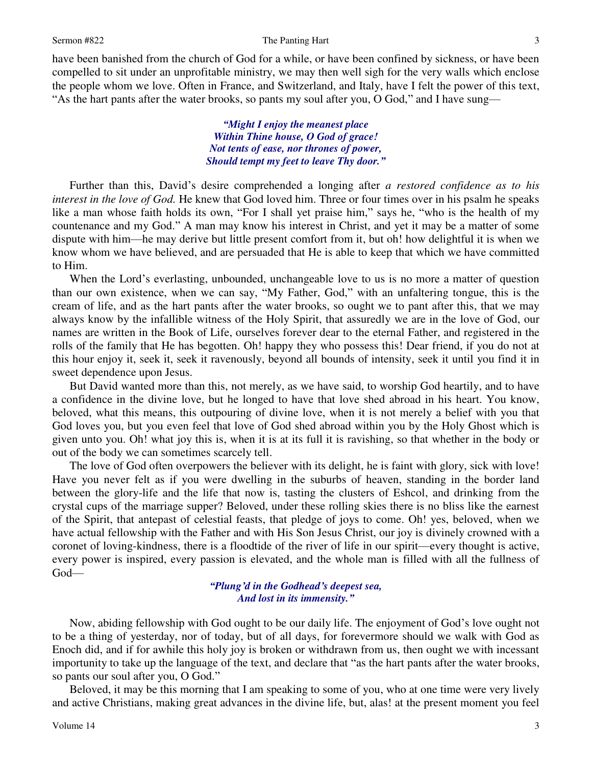have been banished from the church of God for a while, or have been confined by sickness, or have been compelled to sit under an unprofitable ministry, we may then well sigh for the very walls which enclose the people whom we love. Often in France, and Switzerland, and Italy, have I felt the power of this text, "As the hart pants after the water brooks, so pants my soul after you, O God," and I have sung—

> ***"Might I enjoy the meanest place***
> ***Within Thine house, O God of grace!***
> ***Not tents of ease, nor thrones of power,***
> ***Should tempt my feet to leave Thy door."***

Further than this, David's desire comprehended a longing after *a restored confidence as to his interest in the love of God.* He knew that God loved him. Three or four times over in his psalm he speaks like a man whose faith holds its own, "For I shall yet praise him," says he, "who is the health of my countenance and my God." A man may know his interest in Christ, and yet it may be a matter of some dispute with him—he may derive but little present comfort from it, but oh! how delightful it is when we know whom we have believed, and are persuaded that He is able to keep that which we have committed to Him.

When the Lord's everlasting, unbounded, unchangeable love to us is no more a matter of question than our own existence, when we can say, "My Father, God," with an unfaltering tongue, this is the cream of life, and as the hart pants after the water brooks, so ought we to pant after this, that we may always know by the infallible witness of the Holy Spirit, that assuredly we are in the love of God, our names are written in the Book of Life, ourselves forever dear to the eternal Father, and registered in the rolls of the family that He has begotten. Oh! happy they who possess this! Dear friend, if you do not at this hour enjoy it, seek it, seek it ravenously, beyond all bounds of intensity, seek it until you find it in sweet dependence upon Jesus.

But David wanted more than this, not merely, as we have said, to worship God heartily, and to have a confidence in the divine love, but he longed to have that love shed abroad in his heart. You know, beloved, what this means, this outpouring of divine love, when it is not merely a belief with you that God loves you, but you even feel that love of God shed abroad within you by the Holy Ghost which is given unto you. Oh! what joy this is, when it is at its full it is ravishing, so that whether in the body or out of the body we can sometimes scarcely tell.

The love of God often overpowers the believer with its delight, he is faint with glory, sick with love! Have you never felt as if you were dwelling in the suburbs of heaven, standing in the border land between the glory-life and the life that now is, tasting the clusters of Eshcol, and drinking from the crystal cups of the marriage supper? Beloved, under these rolling skies there is no bliss like the earnest of the Spirit, that antepast of celestial feasts, that pledge of joys to come. Oh! yes, beloved, when we have actual fellowship with the Father and with His Son Jesus Christ, our joy is divinely crowned with a coronet of loving-kindness, there is a floodtide of the river of life in our spirit—every thought is active, every power is inspired, every passion is elevated, and the whole man is filled with all the fullness of God—

> ***"Plung'd in the Godhead's deepest sea,***
> ***And lost in its immensity."***

Now, abiding fellowship with God ought to be our daily life. The enjoyment of God's love ought not to be a thing of yesterday, nor of today, but of all days, for forevermore should we walk with God as Enoch did, and if for awhile this holy joy is broken or withdrawn from us, then ought we with incessant importunity to take up the language of the text, and declare that "as the hart pants after the water brooks, so pants our soul after you, O God."

Beloved, it may be this morning that I am speaking to some of you, who at one time were very lively and active Christians, making great advances in the divine life, but, alas! at the present moment you feel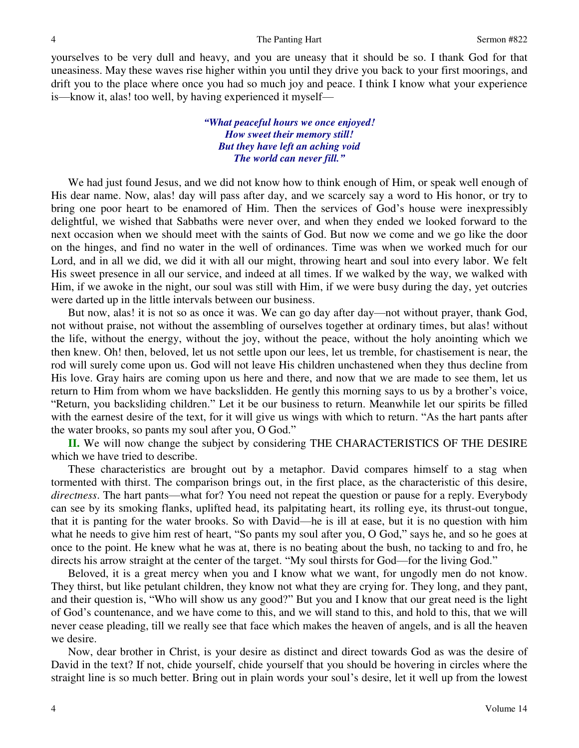yourselves to be very dull and heavy, and you are uneasy that it should be so. I thank God for that uneasiness. May these waves rise higher within you until they drive you back to your first moorings, and drift you to the place where once you had so much joy and peace. I think I know what your experience is—know it, alas! too well, by having experienced it myself—

> ***"What peaceful hours we once enjoyed!***
> ***How sweet their memory still!***
> ***But they have left an aching void***
> ***The world can never fill."***

We had just found Jesus, and we did not know how to think enough of Him, or speak well enough of His dear name. Now, alas! day will pass after day, and we scarcely say a word to His honor, or try to bring one poor heart to be enamored of Him. Then the services of God's house were inexpressibly delightful, we wished that Sabbaths were never over, and when they ended we looked forward to the next occasion when we should meet with the saints of God. But now we come and we go like the door on the hinges, and find no water in the well of ordinances. Time was when we worked much for our Lord, and in all we did, we did it with all our might, throwing heart and soul into every labor. We felt His sweet presence in all our service, and indeed at all times. If we walked by the way, we walked with Him, if we awoke in the night, our soul was still with Him, if we were busy during the day, yet outcries were darted up in the little intervals between our business.

But now, alas! it is not so as once it was. We can go day after day—not without prayer, thank God, not without praise, not without the assembling of ourselves together at ordinary times, but alas! without the life, without the energy, without the joy, without the peace, without the holy anointing which we then knew. Oh! then, beloved, let us not settle upon our lees, let us tremble, for chastisement is near, the rod will surely come upon us. God will not leave His children unchastened when they thus decline from His love. Gray hairs are coming upon us here and there, and now that we are made to see them, let us return to Him from whom we have backslidden. He gently this morning says to us by a brother's voice, "Return, you backsliding children." Let it be our business to return. Meanwhile let our spirits be filled with the earnest desire of the text, for it will give us wings with which to return. "As the hart pants after the water brooks, so pants my soul after you, O God."

**II.** We will now change the subject by considering THE CHARACTERISTICS OF THE DESIRE which we have tried to describe.

These characteristics are brought out by a metaphor. David compares himself to a stag when tormented with thirst. The comparison brings out, in the first place, as the characteristic of this desire, *directness*. The hart pants—what for? You need not repeat the question or pause for a reply. Everybody can see by its smoking flanks, uplifted head, its palpitating heart, its rolling eye, its thrust-out tongue, that it is panting for the water brooks. So with David—he is ill at ease, but it is no question with him what he needs to give him rest of heart, "So pants my soul after you, O God," says he, and so he goes at once to the point. He knew what he was at, there is no beating about the bush, no tacking to and fro, he directs his arrow straight at the center of the target. "My soul thirsts for God—for the living God."

Beloved, it is a great mercy when you and I know what we want, for ungodly men do not know. They thirst, but like petulant children, they know not what they are crying for. They long, and they pant, and their question is, "Who will show us any good?" But you and I know that our great need is the light of God's countenance, and we have come to this, and we will stand to this, and hold to this, that we will never cease pleading, till we really see that face which makes the heaven of angels, and is all the heaven we desire.

Now, dear brother in Christ, is your desire as distinct and direct towards God as was the desire of David in the text? If not, chide yourself, chide yourself that you should be hovering in circles where the straight line is so much better. Bring out in plain words your soul's desire, let it well up from the lowest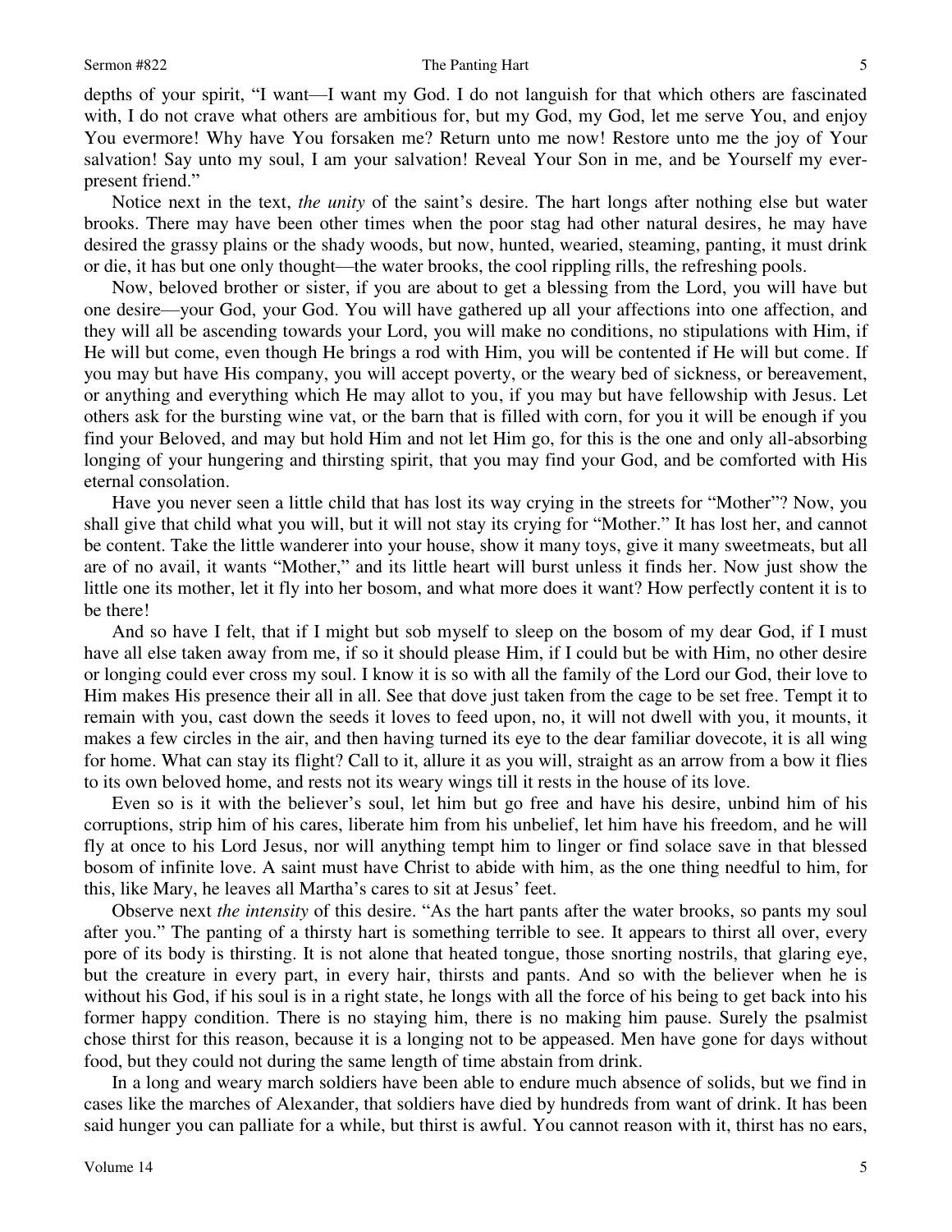depths of your spirit, "I want—I want my God. I do not languish for that which others are fascinated with, I do not crave what others are ambitious for, but my God, my God, let me serve You, and enjoy You evermore! Why have You forsaken me? Return unto me now! Restore unto me the joy of Your salvation! Say unto my soul, I am your salvation! Reveal Your Son in me, and be Yourself my ever-present friend."

Notice next in the text, *the unity* of the saint's desire. The hart longs after nothing else but water brooks. There may have been other times when the poor stag had other natural desires, he may have desired the grassy plains or the shady woods, but now, hunted, wearied, steaming, panting, it must drink or die, it has but one only thought—the water brooks, the cool rippling rills, the refreshing pools.

Now, beloved brother or sister, if you are about to get a blessing from the Lord, you will have but one desire—your God, your God. You will have gathered up all your affections into one affection, and they will all be ascending towards your Lord, you will make no conditions, no stipulations with Him, if He will but come, even though He brings a rod with Him, you will be contented if He will but come. If you may but have His company, you will accept poverty, or the weary bed of sickness, or bereavement, or anything and everything which He may allot to you, if you may but have fellowship with Jesus. Let others ask for the bursting wine vat, or the barn that is filled with corn, for you it will be enough if you find your Beloved, and may but hold Him and not let Him go, for this is the one and only all-absorbing longing of your hungering and thirsting spirit, that you may find your God, and be comforted with His eternal consolation.

Have you never seen a little child that has lost its way crying in the streets for "Mother"? Now, you shall give that child what you will, but it will not stay its crying for "Mother." It has lost her, and cannot be content. Take the little wanderer into your house, show it many toys, give it many sweetmeats, but all are of no avail, it wants "Mother," and its little heart will burst unless it finds her. Now just show the little one its mother, let it fly into her bosom, and what more does it want? How perfectly content it is to be there!

And so have I felt, that if I might but sob myself to sleep on the bosom of my dear God, if I must have all else taken away from me, if so it should please Him, if I could but be with Him, no other desire or longing could ever cross my soul. I know it is so with all the family of the Lord our God, their love to Him makes His presence their all in all. See that dove just taken from the cage to be set free. Tempt it to remain with you, cast down the seeds it loves to feed upon, no, it will not dwell with you, it mounts, it makes a few circles in the air, and then having turned its eye to the dear familiar dovecote, it is all wing for home. What can stay its flight? Call to it, allure it as you will, straight as an arrow from a bow it flies to its own beloved home, and rests not its weary wings till it rests in the house of its love.

Even so is it with the believer's soul, let him but go free and have his desire, unbind him of his corruptions, strip him of his cares, liberate him from his unbelief, let him have his freedom, and he will fly at once to his Lord Jesus, nor will anything tempt him to linger or find solace save in that blessed bosom of infinite love. A saint must have Christ to abide with him, as the one thing needful to him, for this, like Mary, he leaves all Martha's cares to sit at Jesus' feet.

Observe next *the intensity* of this desire. "As the hart pants after the water brooks, so pants my soul after you." The panting of a thirsty hart is something terrible to see. It appears to thirst all over, every pore of its body is thirsting. It is not alone that heated tongue, those snorting nostrils, that glaring eye, but the creature in every part, in every hair, thirsts and pants. And so with the believer when he is without his God, if his soul is in a right state, he longs with all the force of his being to get back into his former happy condition. There is no staying him, there is no making him pause. Surely the psalmist chose thirst for this reason, because it is a longing not to be appeased. Men have gone for days without food, but they could not during the same length of time abstain from drink.

In a long and weary march soldiers have been able to endure much absence of solids, but we find in cases like the marches of Alexander, that soldiers have died by hundreds from want of drink. It has been said hunger you can palliate for a while, but thirst is awful. You cannot reason with it, thirst has no ears,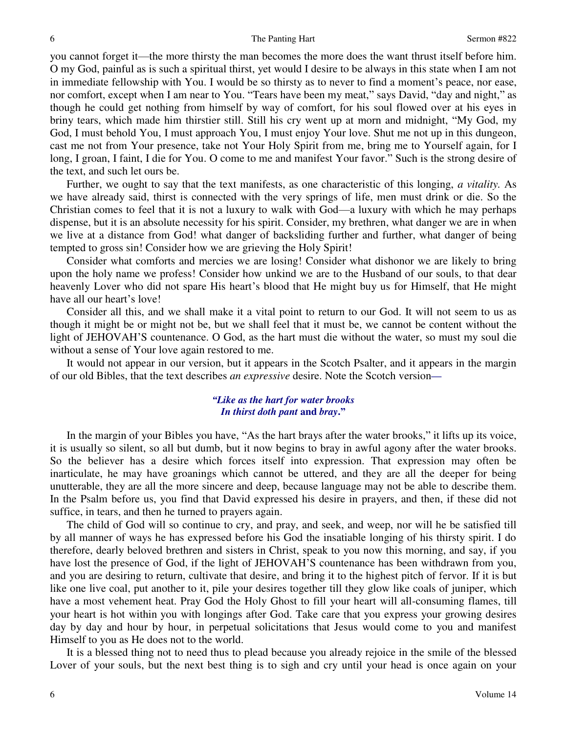you cannot forget it—the more thirsty the man becomes the more does the want thrust itself before him. O my God, painful as is such a spiritual thirst, yet would I desire to be always in this state when I am not in immediate fellowship with You. I would be so thirsty as to never to find a moment's peace, nor ease, nor comfort, except when I am near to You. "Tears have been my meat," says David, "day and night," as though he could get nothing from himself by way of comfort, for his soul flowed over at his eyes in briny tears, which made him thirstier still. Still his cry went up at morn and midnight, "My God, my God, I must behold You, I must approach You, I must enjoy Your love. Shut me not up in this dungeon, cast me not from Your presence, take not Your Holy Spirit from me, bring me to Yourself again, for I long, I groan, I faint, I die for You. O come to me and manifest Your favor." Such is the strong desire of the text, and such let ours be.

Further, we ought to say that the text manifests, as one characteristic of this longing, *a vitality.* As we have already said, thirst is connected with the very springs of life, men must drink or die. So the Christian comes to feel that it is not a luxury to walk with God—a luxury with which he may perhaps dispense, but it is an absolute necessity for his spirit. Consider, my brethren, what danger we are in when we live at a distance from God! what danger of backsliding further and further, what danger of being tempted to gross sin! Consider how we are grieving the Holy Spirit!

Consider what comforts and mercies we are losing! Consider what dishonor we are likely to bring upon the holy name we profess! Consider how unkind we are to the Husband of our souls, to that dear heavenly Lover who did not spare His heart's blood that He might buy us for Himself, that He might have all our heart's love!

Consider all this, and we shall make it a vital point to return to our God. It will not seem to us as though it might be or might not be, but we shall feel that it must be, we cannot be content without the light of JEHOVAH'S countenance. O God, as the hart must die without the water, so must my soul die without a sense of Your love again restored to me.

It would not appear in our version, but it appears in the Scotch Psalter, and it appears in the margin of our old Bibles, that the text describes *an expressive* desire. Note the Scotch version—

> ***"Like as the hart for water brooks***
> ***In thirst doth pant* and *bray*."**

In the margin of your Bibles you have, "As the hart brays after the water brooks," it lifts up its voice, it is usually so silent, so all but dumb, but it now begins to bray in awful agony after the water brooks. So the believer has a desire which forces itself into expression. That expression may often be inarticulate, he may have groanings which cannot be uttered, and they are all the deeper for being unutterable, they are all the more sincere and deep, because language may not be able to describe them. In the Psalm before us, you find that David expressed his desire in prayers, and then, if these did not suffice, in tears, and then he turned to prayers again.

The child of God will so continue to cry, and pray, and seek, and weep, nor will he be satisfied till by all manner of ways he has expressed before his God the insatiable longing of his thirsty spirit. I do therefore, dearly beloved brethren and sisters in Christ, speak to you now this morning, and say, if you have lost the presence of God, if the light of JEHOVAH'S countenance has been withdrawn from you, and you are desiring to return, cultivate that desire, and bring it to the highest pitch of fervor. If it is but like one live coal, put another to it, pile your desires together till they glow like coals of juniper, which have a most vehement heat. Pray God the Holy Ghost to fill your heart will all-consuming flames, till your heart is hot within you with longings after God. Take care that you express your growing desires day by day and hour by hour, in perpetual solicitations that Jesus would come to you and manifest Himself to you as He does not to the world.

It is a blessed thing not to need thus to plead because you already rejoice in the smile of the blessed Lover of your souls, but the next best thing is to sigh and cry until your head is once again on your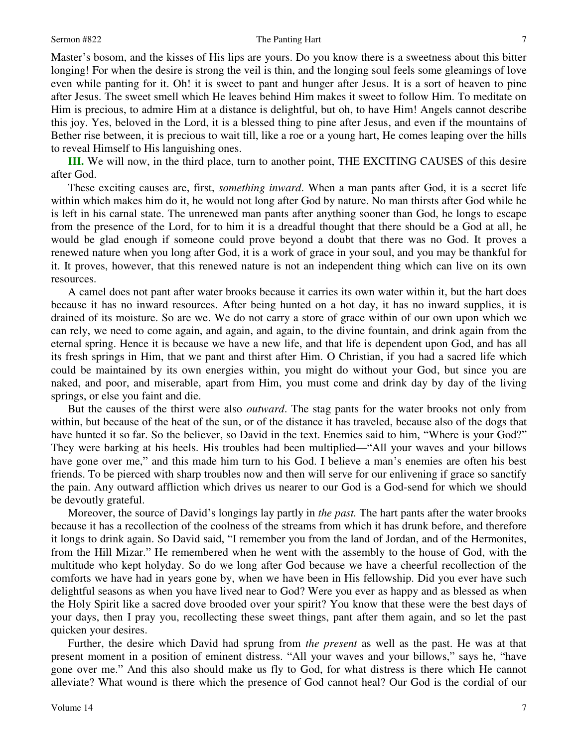Master's bosom, and the kisses of His lips are yours. Do you know there is a sweetness about this bitter longing! For when the desire is strong the veil is thin, and the longing soul feels some gleamings of love even while panting for it. Oh! it is sweet to pant and hunger after Jesus. It is a sort of heaven to pine after Jesus. The sweet smell which He leaves behind Him makes it sweet to follow Him. To meditate on Him is precious, to admire Him at a distance is delightful, but oh, to have Him! Angels cannot describe this joy. Yes, beloved in the Lord, it is a blessed thing to pine after Jesus, and even if the mountains of Bether rise between, it is precious to wait till, like a roe or a young hart, He comes leaping over the hills to reveal Himself to His languishing ones.

**III.** We will now, in the third place, turn to another point, THE EXCITING CAUSES of this desire after God.

These exciting causes are, first, *something inward*. When a man pants after God, it is a secret life within which makes him do it, he would not long after God by nature. No man thirsts after God while he is left in his carnal state. The unrenewed man pants after anything sooner than God, he longs to escape from the presence of the Lord, for to him it is a dreadful thought that there should be a God at all, he would be glad enough if someone could prove beyond a doubt that there was no God. It proves a renewed nature when you long after God, it is a work of grace in your soul, and you may be thankful for it. It proves, however, that this renewed nature is not an independent thing which can live on its own resources.

A camel does not pant after water brooks because it carries its own water within it, but the hart does because it has no inward resources. After being hunted on a hot day, it has no inward supplies, it is drained of its moisture. So are we. We do not carry a store of grace within of our own upon which we can rely, we need to come again, and again, and again, to the divine fountain, and drink again from the eternal spring. Hence it is because we have a new life, and that life is dependent upon God, and has all its fresh springs in Him, that we pant and thirst after Him. O Christian, if you had a sacred life which could be maintained by its own energies within, you might do without your God, but since you are naked, and poor, and miserable, apart from Him, you must come and drink day by day of the living springs, or else you faint and die.

But the causes of the thirst were also *outward*. The stag pants for the water brooks not only from within, but because of the heat of the sun, or of the distance it has traveled, because also of the dogs that have hunted it so far. So the believer, so David in the text. Enemies said to him, "Where is your God?" They were barking at his heels. His troubles had been multiplied—"All your waves and your billows have gone over me," and this made him turn to his God. I believe a man's enemies are often his best friends. To be pierced with sharp troubles now and then will serve for our enlivening if grace so sanctify the pain. Any outward affliction which drives us nearer to our God is a God-send for which we should be devoutly grateful.

Moreover, the source of David's longings lay partly in *the past.* The hart pants after the water brooks because it has a recollection of the coolness of the streams from which it has drunk before, and therefore it longs to drink again. So David said, "I remember you from the land of Jordan, and of the Hermonites, from the Hill Mizar." He remembered when he went with the assembly to the house of God, with the multitude who kept holyday. So do we long after God because we have a cheerful recollection of the comforts we have had in years gone by, when we have been in His fellowship. Did you ever have such delightful seasons as when you have lived near to God? Were you ever as happy and as blessed as when the Holy Spirit like a sacred dove brooded over your spirit? You know that these were the best days of your days, then I pray you, recollecting these sweet things, pant after them again, and so let the past quicken your desires.

Further, the desire which David had sprung from *the present* as well as the past. He was at that present moment in a position of eminent distress. "All your waves and your billows," says he, "have gone over me." And this also should make us fly to God, for what distress is there which He cannot alleviate? What wound is there which the presence of God cannot heal? Our God is the cordial of our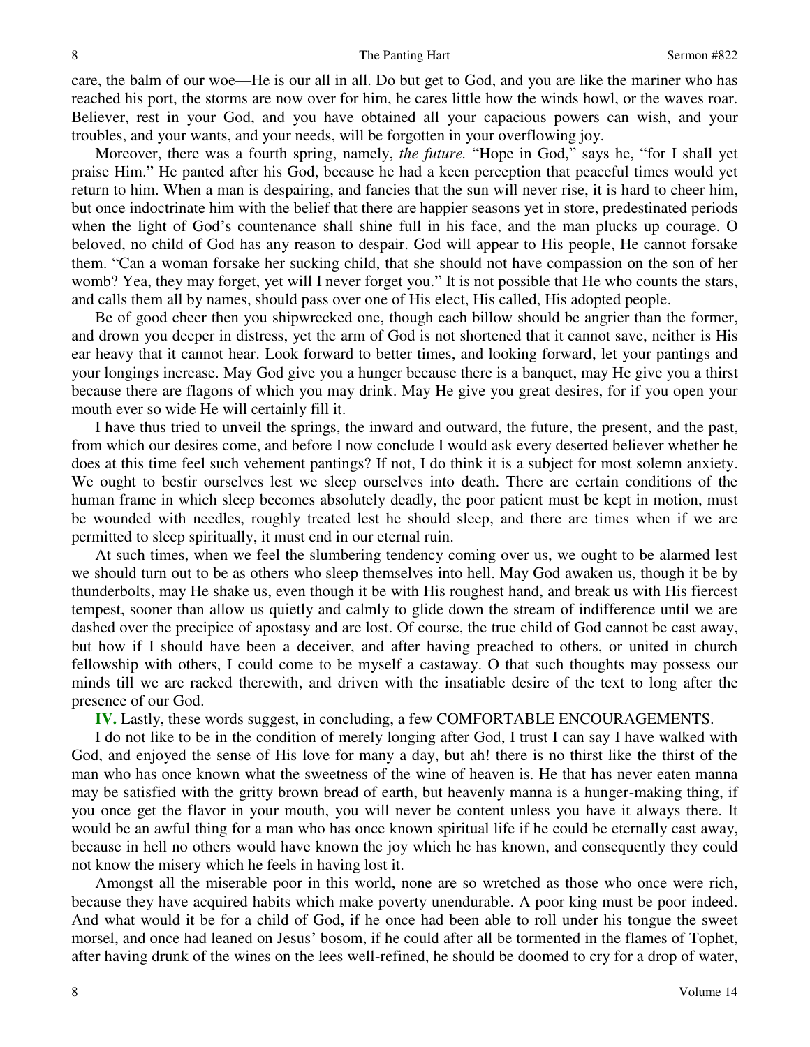care, the balm of our woe—He is our all in all. Do but get to God, and you are like the mariner who has reached his port, the storms are now over for him, he cares little how the winds howl, or the waves roar. Believer, rest in your God, and you have obtained all your capacious powers can wish, and your troubles, and your wants, and your needs, will be forgotten in your overflowing joy.

Moreover, there was a fourth spring, namely, *the future.* "Hope in God," says he, "for I shall yet praise Him." He panted after his God, because he had a keen perception that peaceful times would yet return to him. When a man is despairing, and fancies that the sun will never rise, it is hard to cheer him, but once indoctrinate him with the belief that there are happier seasons yet in store, predestinated periods when the light of God's countenance shall shine full in his face, and the man plucks up courage. O beloved, no child of God has any reason to despair. God will appear to His people, He cannot forsake them. "Can a woman forsake her sucking child, that she should not have compassion on the son of her womb? Yea, they may forget, yet will I never forget you." It is not possible that He who counts the stars, and calls them all by names, should pass over one of His elect, His called, His adopted people.

Be of good cheer then you shipwrecked one, though each billow should be angrier than the former, and drown you deeper in distress, yet the arm of God is not shortened that it cannot save, neither is His ear heavy that it cannot hear. Look forward to better times, and looking forward, let your pantings and your longings increase. May God give you a hunger because there is a banquet, may He give you a thirst because there are flagons of which you may drink. May He give you great desires, for if you open your mouth ever so wide He will certainly fill it.

I have thus tried to unveil the springs, the inward and outward, the future, the present, and the past, from which our desires come, and before I now conclude I would ask every deserted believer whether he does at this time feel such vehement pantings? If not, I do think it is a subject for most solemn anxiety. We ought to bestir ourselves lest we sleep ourselves into death. There are certain conditions of the human frame in which sleep becomes absolutely deadly, the poor patient must be kept in motion, must be wounded with needles, roughly treated lest he should sleep, and there are times when if we are permitted to sleep spiritually, it must end in our eternal ruin.

At such times, when we feel the slumbering tendency coming over us, we ought to be alarmed lest we should turn out to be as others who sleep themselves into hell. May God awaken us, though it be by thunderbolts, may He shake us, even though it be with His roughest hand, and break us with His fiercest tempest, sooner than allow us quietly and calmly to glide down the stream of indifference until we are dashed over the precipice of apostasy and are lost. Of course, the true child of God cannot be cast away, but how if I should have been a deceiver, and after having preached to others, or united in church fellowship with others, I could come to be myself a castaway. O that such thoughts may possess our minds till we are racked therewith, and driven with the insatiable desire of the text to long after the presence of our God.

**IV.** Lastly, these words suggest, in concluding, a few COMFORTABLE ENCOURAGEMENTS.

I do not like to be in the condition of merely longing after God, I trust I can say I have walked with God, and enjoyed the sense of His love for many a day, but ah! there is no thirst like the thirst of the man who has once known what the sweetness of the wine of heaven is. He that has never eaten manna may be satisfied with the gritty brown bread of earth, but heavenly manna is a hunger-making thing, if you once get the flavor in your mouth, you will never be content unless you have it always there. It would be an awful thing for a man who has once known spiritual life if he could be eternally cast away, because in hell no others would have known the joy which he has known, and consequently they could not know the misery which he feels in having lost it.

Amongst all the miserable poor in this world, none are so wretched as those who once were rich, because they have acquired habits which make poverty unendurable. A poor king must be poor indeed. And what would it be for a child of God, if he once had been able to roll under his tongue the sweet morsel, and once had leaned on Jesus' bosom, if he could after all be tormented in the flames of Tophet, after having drunk of the wines on the lees well-refined, he should be doomed to cry for a drop of water,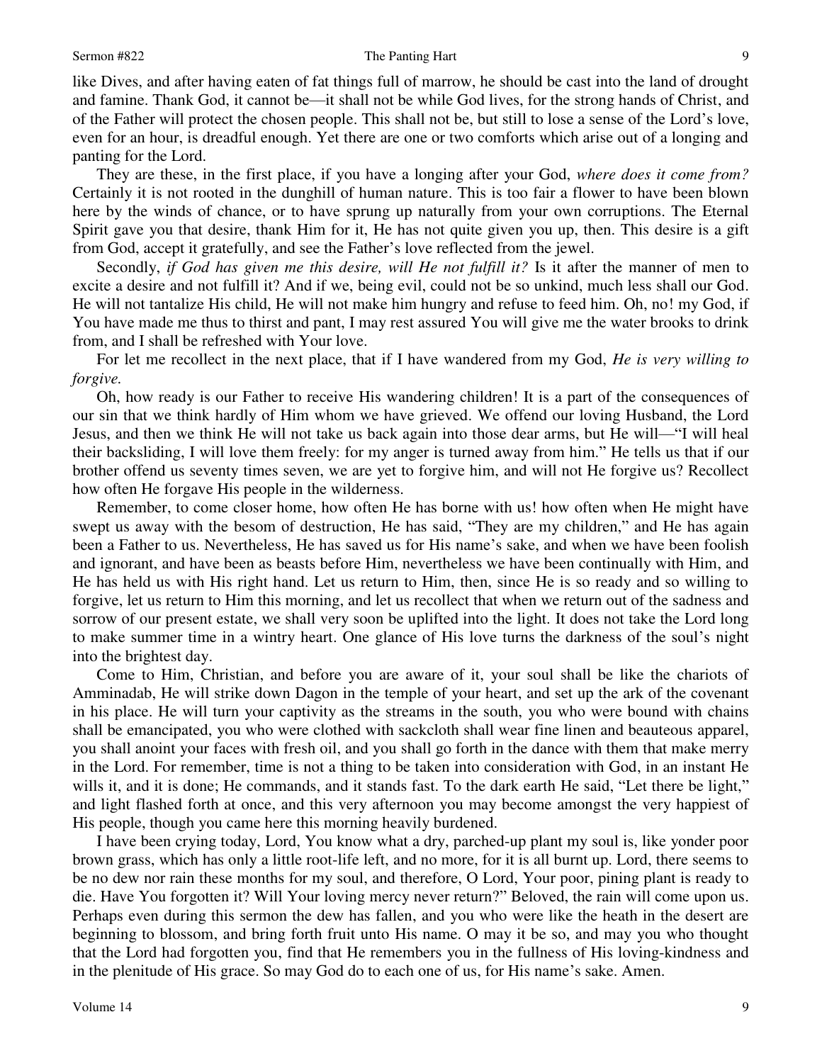like Dives, and after having eaten of fat things full of marrow, he should be cast into the land of drought and famine. Thank God, it cannot be—it shall not be while God lives, for the strong hands of Christ, and of the Father will protect the chosen people. This shall not be, but still to lose a sense of the Lord's love, even for an hour, is dreadful enough. Yet there are one or two comforts which arise out of a longing and panting for the Lord.

They are these, in the first place, if you have a longing after your God, *where does it come from?* Certainly it is not rooted in the dunghill of human nature. This is too fair a flower to have been blown here by the winds of chance, or to have sprung up naturally from your own corruptions. The Eternal Spirit gave you that desire, thank Him for it, He has not quite given you up, then. This desire is a gift from God, accept it gratefully, and see the Father's love reflected from the jewel.

Secondly, *if God has given me this desire, will He not fulfill it?* Is it after the manner of men to excite a desire and not fulfill it? And if we, being evil, could not be so unkind, much less shall our God. He will not tantalize His child, He will not make him hungry and refuse to feed him. Oh, no! my God, if You have made me thus to thirst and pant, I may rest assured You will give me the water brooks to drink from, and I shall be refreshed with Your love.

For let me recollect in the next place, that if I have wandered from my God, *He is very willing to forgive.*

Oh, how ready is our Father to receive His wandering children! It is a part of the consequences of our sin that we think hardly of Him whom we have grieved. We offend our loving Husband, the Lord Jesus, and then we think He will not take us back again into those dear arms, but He will—"I will heal their backsliding, I will love them freely: for my anger is turned away from him." He tells us that if our brother offend us seventy times seven, we are yet to forgive him, and will not He forgive us? Recollect how often He forgave His people in the wilderness.

Remember, to come closer home, how often He has borne with us! how often when He might have swept us away with the besom of destruction, He has said, "They are my children," and He has again been a Father to us. Nevertheless, He has saved us for His name's sake, and when we have been foolish and ignorant, and have been as beasts before Him, nevertheless we have been continually with Him, and He has held us with His right hand. Let us return to Him, then, since He is so ready and so willing to forgive, let us return to Him this morning, and let us recollect that when we return out of the sadness and sorrow of our present estate, we shall very soon be uplifted into the light. It does not take the Lord long to make summer time in a wintry heart. One glance of His love turns the darkness of the soul's night into the brightest day.

Come to Him, Christian, and before you are aware of it, your soul shall be like the chariots of Amminadab, He will strike down Dagon in the temple of your heart, and set up the ark of the covenant in his place. He will turn your captivity as the streams in the south, you who were bound with chains shall be emancipated, you who were clothed with sackcloth shall wear fine linen and beauteous apparel, you shall anoint your faces with fresh oil, and you shall go forth in the dance with them that make merry in the Lord. For remember, time is not a thing to be taken into consideration with God, in an instant He wills it, and it is done; He commands, and it stands fast. To the dark earth He said, "Let there be light," and light flashed forth at once, and this very afternoon you may become amongst the very happiest of His people, though you came here this morning heavily burdened.

I have been crying today, Lord, You know what a dry, parched-up plant my soul is, like yonder poor brown grass, which has only a little root-life left, and no more, for it is all burnt up. Lord, there seems to be no dew nor rain these months for my soul, and therefore, O Lord, Your poor, pining plant is ready to die. Have You forgotten it? Will Your loving mercy never return?" Beloved, the rain will come upon us. Perhaps even during this sermon the dew has fallen, and you who were like the heath in the desert are beginning to blossom, and bring forth fruit unto His name. O may it be so, and may you who thought that the Lord had forgotten you, find that He remembers you in the fullness of His loving-kindness and in the plenitude of His grace. So may God do to each one of us, for His name's sake. Amen.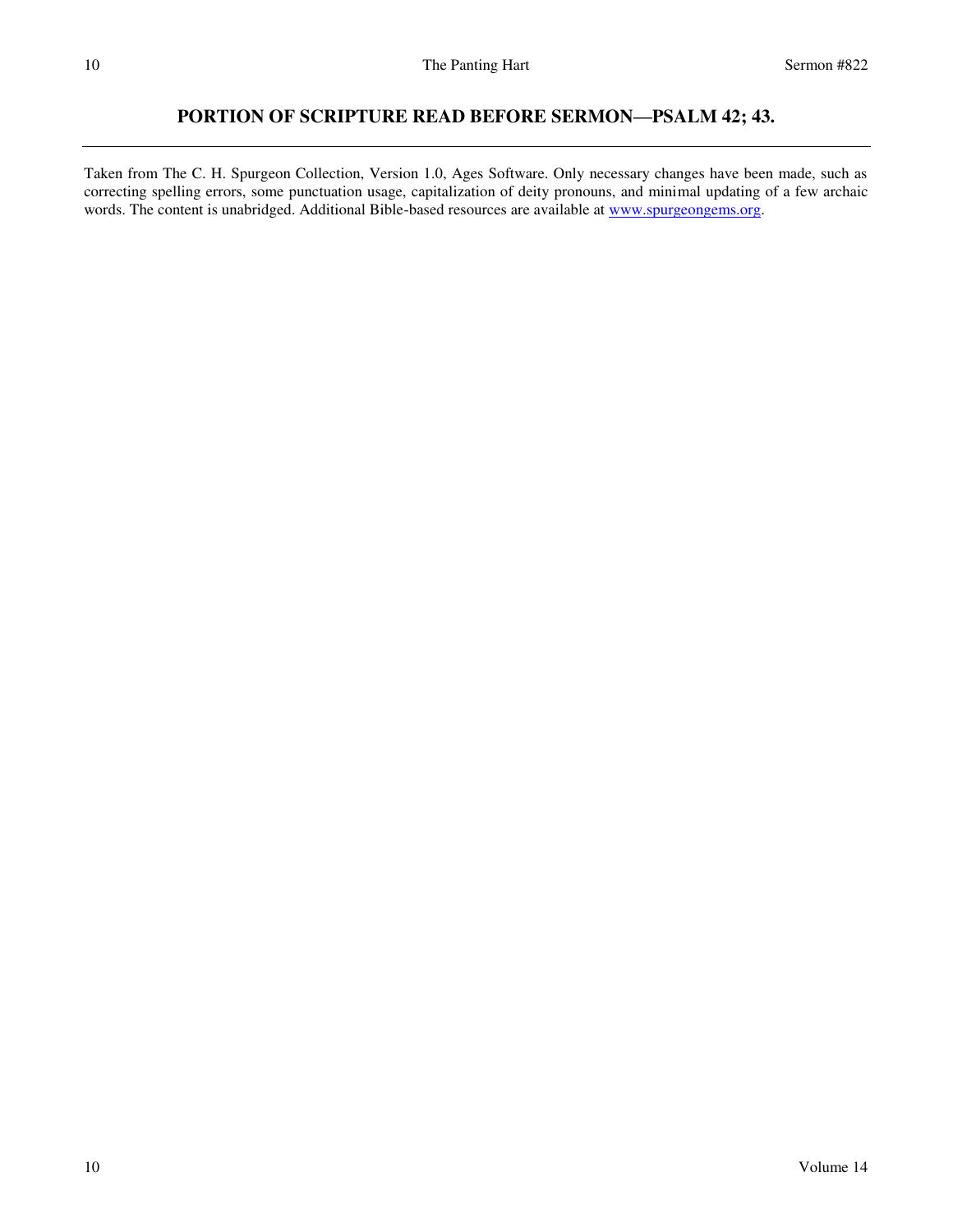## PORTION OF SCRIPTURE READ BEFORE SERMON—PSALM 42; 43.

---

Taken from The C. H. Spurgeon Collection, Version 1.0, Ages Software. Only necessary changes have been made, such as correcting spelling errors, some punctuation usage, capitalization of deity pronouns, and minimal updating of a few archaic words. The content is unabridged. Additional Bible-based resources are available at www.spurgeongems.org.